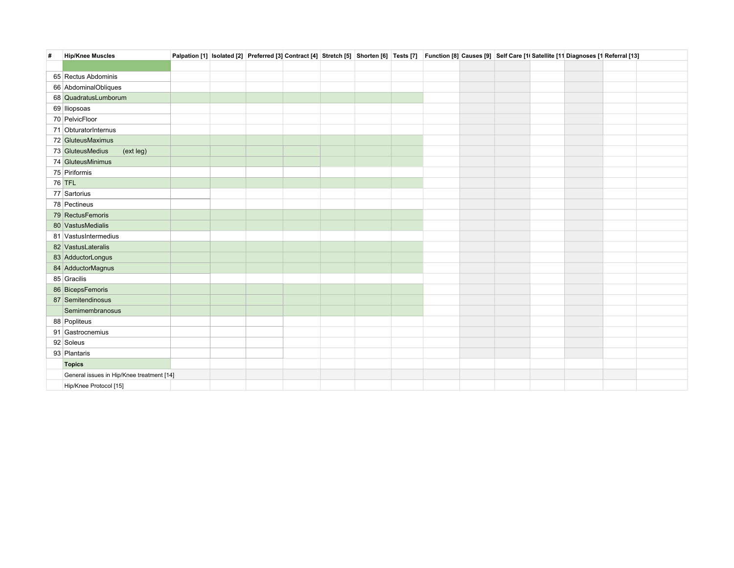| # | Hip/Knee Muscles | Palpation [1] | Isolated [2] | Preferred [3] | Contract [4] | Stretch [5] | Shorten [6] | Tests [7] | Function [8] | Causes [9] | Self Care [1( | Satellite [11 | Diagnoses [1 | Referral [13] | |
|---|---|---|---|---|---|---|---|---|---|---|---|---|---|---|---|
| | | | | | | | | | | | | | | | |
| 65 | Rectus Abdominis | | | | | | | | | | | | | | |
| 66 | AbdominalObliques | | | | | | | | | | | | | | |
| 68 | QuadratusLumborum | | | | | | | | | | | | | | |
| 69 | Iliopsoas | | | | | | | | | | | | | | |
| 70 | PelvicFloor | | | | | | | | | | | | | | |
| 71 | ObturatorInternus | | | | | | | | | | | | | | |
| 72 | GluteusMaximus | | | | | | | | | | | | | | |
| 73 | GluteusMedius (ext leg) | | | | | | | | | | | | | | |
| 74 | GluteusMinimus | | | | | | | | | | | | | | |
| 75 | Piriformis | | | | | | | | | | | | | | |
| 76 | TFL | | | | | | | | | | | | | | |
| 77 | Sartorius | | | | | | | | | | | | | | |
| 78 | Pectineus | | | | | | | | | | | | | | |
| 79 | RectusFemoris | | | | | | | | | | | | | | |
| 80 | VastusMedialis | | | | | | | | | | | | | | |
| 81 | VastusIntermedius | | | | | | | | | | | | | | |
| 82 | VastusLateralis | | | | | | | | | | | | | | |
| 83 | AdductorLongus | | | | | | | | | | | | | | |
| 84 | AdductorMagnus | | | | | | | | | | | | | | |
| 85 | Gracilis | | | | | | | | | | | | | | |
| 86 | BicepsFemoris | | | | | | | | | | | | | | |
| 87 | Semitendinosus | | | | | | | | | | | | | | |
| | Semimembranosus | | | | | | | | | | | | | | |
| 88 | Popliteus | | | | | | | | | | | | | | |
| 91 | Gastrocnemius | | | | | | | | | | | | | | |
| 92 | Soleus | | | | | | | | | | | | | | |
| 93 | Plantaris | | | | | | | | | | | | | | |
| | **Topics** | | | | | | | | | | | | | | |
| | General issues in Hip/Knee treatment [14] | | | | | | | | | | | | | | |
| | Hip/Knee Protocol [15] | | | | | | | | | | | | | | |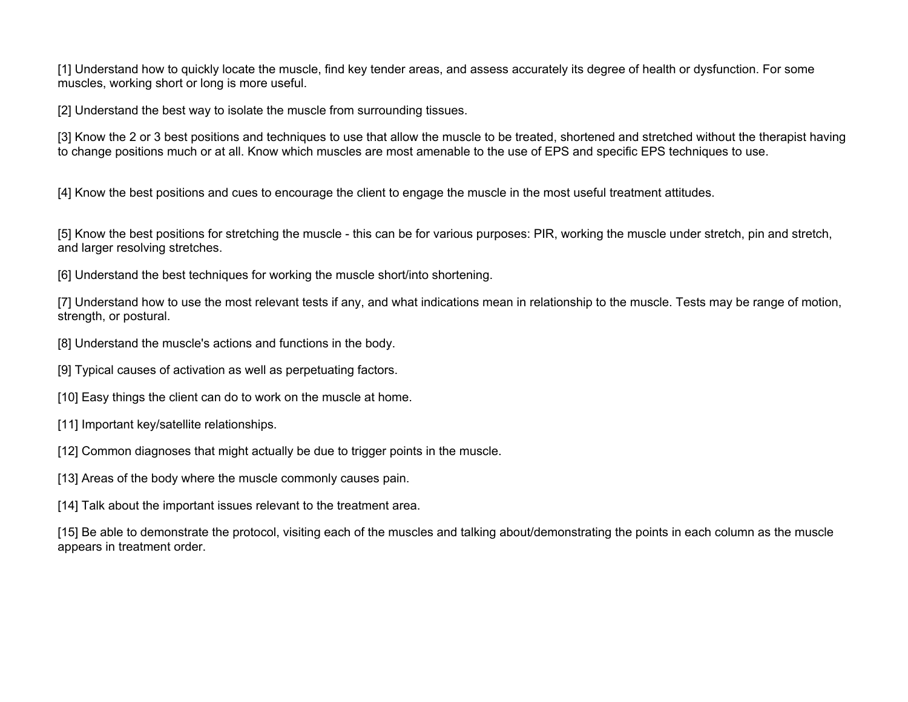[1] Understand how to quickly locate the muscle, find key tender areas, and assess accurately its degree of health or dysfunction. For some muscles, working short or long is more useful.

[2] Understand the best way to isolate the muscle from surrounding tissues.

[3] Know the 2 or 3 best positions and techniques to use that allow the muscle to be treated, shortened and stretched without the therapist having to change positions much or at all. Know which muscles are most amenable to the use of EPS and specific EPS techniques to use.

[4] Know the best positions and cues to encourage the client to engage the muscle in the most useful treatment attitudes.

[5] Know the best positions for stretching the muscle - this can be for various purposes: PIR, working the muscle under stretch, pin and stretch, and larger resolving stretches.

[6] Understand the best techniques for working the muscle short/into shortening.

[7] Understand how to use the most relevant tests if any, and what indications mean in relationship to the muscle. Tests may be range of motion, strength, or postural.

[8] Understand the muscle's actions and functions in the body.

[9] Typical causes of activation as well as perpetuating factors.

[10] Easy things the client can do to work on the muscle at home.

[11] Important key/satellite relationships.

[12] Common diagnoses that might actually be due to trigger points in the muscle.

[13] Areas of the body where the muscle commonly causes pain.

[14] Talk about the important issues relevant to the treatment area.

[15] Be able to demonstrate the protocol, visiting each of the muscles and talking about/demonstrating the points in each column as the muscle appears in treatment order.